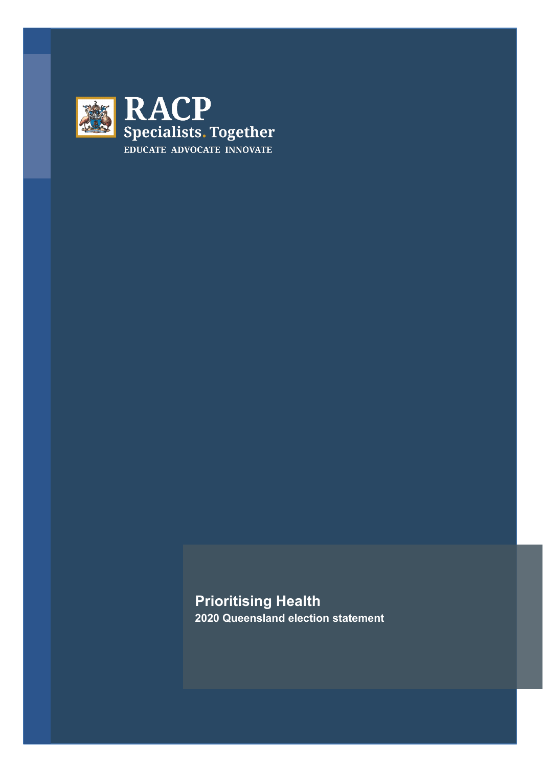RACP

Specialists. Together

EDUCATE ADVOCATE INNOVATE

# Prioritising Health

**2020 Queensland election statement**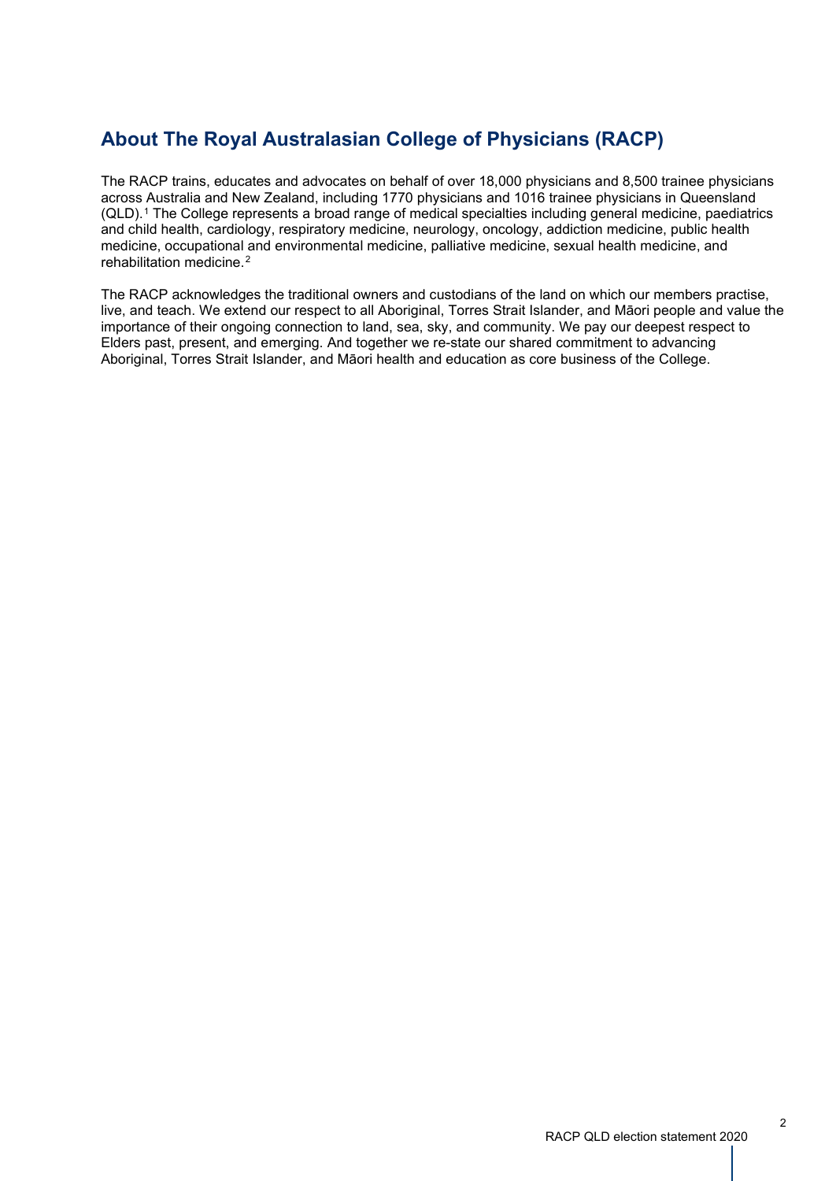## About The Royal Australasian College of Physicians (RACP)

The RACP trains, educates and advocates on behalf of over 18,000 physicians and 8,500 trainee physicians across Australia and New Zealand, including 1770 physicians and 1016 trainee physicians in Queensland (QLD).[1] The College represents a broad range of medical specialties including general medicine, paediatrics and child health, cardiology, respiratory medicine, neurology, oncology, addiction medicine, public health medicine, occupational and environmental medicine, palliative medicine, sexual health medicine, and rehabilitation medicine.[2]

The RACP acknowledges the traditional owners and custodians of the land on which our members practise, live, and teach. We extend our respect to all Aboriginal, Torres Strait Islander, and Māori people and value the importance of their ongoing connection to land, sea, sky, and community. We pay our deepest respect to Elders past, present, and emerging. And together we re-state our shared commitment to advancing Aboriginal, Torres Strait Islander, and Māori health and education as core business of the College.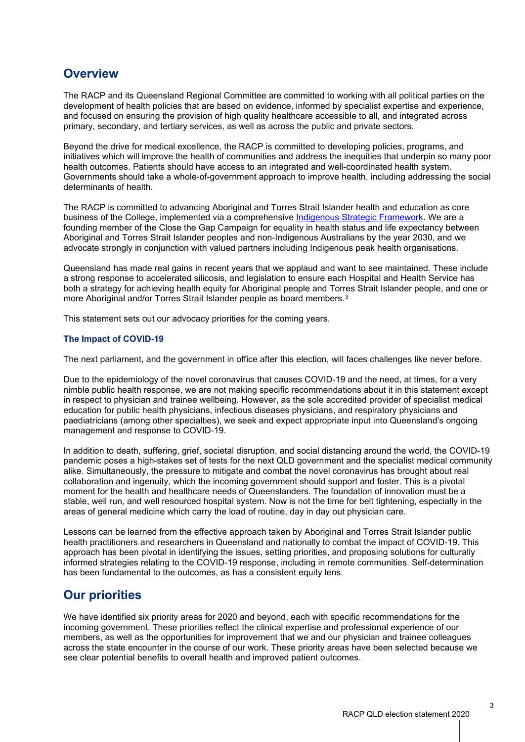## Overview

The RACP and its Queensland Regional Committee are committed to working with all political parties on the development of health policies that are based on evidence, informed by specialist expertise and experience, and focused on ensuring the provision of high quality healthcare accessible to all, and integrated across primary, secondary, and tertiary services, as well as across the public and private sectors.

Beyond the drive for medical excellence, the RACP is committed to developing policies, programs, and initiatives which will improve the health of communities and address the inequities that underpin so many poor health outcomes. Patients should have access to an integrated and well-coordinated health system. Governments should take a whole-of-government approach to improve health, including addressing the social determinants of health.

The RACP is committed to advancing Aboriginal and Torres Strait Islander health and education as core business of the College, implemented via a comprehensive Indigenous Strategic Framework. We are a founding member of the Close the Gap Campaign for equality in health status and life expectancy between Aboriginal and Torres Strait Islander peoples and non-Indigenous Australians by the year 2030, and we advocate strongly in conjunction with valued partners including Indigenous peak health organisations.

Queensland has made real gains in recent years that we applaud and want to see maintained. These include a strong response to accelerated silicosis, and legislation to ensure each Hospital and Health Service has both a strategy for achieving health equity for Aboriginal people and Torres Strait Islander people, and one or more Aboriginal and/or Torres Strait Islander people as board members.[3]

This statement sets out our advocacy priorities for the coming years.

### The Impact of COVID-19

The next parliament, and the government in office after this election, will faces challenges like never before.

Due to the epidemiology of the novel coronavirus that causes COVID-19 and the need, at times, for a very nimble public health response, we are not making specific recommendations about it in this statement except in respect to physician and trainee wellbeing. However, as the sole accredited provider of specialist medical education for public health physicians, infectious diseases physicians, and respiratory physicians and paediatricians (among other specialties), we seek and expect appropriate input into Queensland's ongoing management and response to COVID-19.

In addition to death, suffering, grief, societal disruption, and social distancing around the world, the COVID-19 pandemic poses a high-stakes set of tests for the next QLD government and the specialist medical community alike. Simultaneously, the pressure to mitigate and combat the novel coronavirus has brought about real collaboration and ingenuity, which the incoming government should support and foster. This is a pivotal moment for the health and healthcare needs of Queenslanders. The foundation of innovation must be a stable, well run, and well resourced hospital system. Now is not the time for belt tightening, especially in the areas of general medicine which carry the load of routine, day in day out physician care.

Lessons can be learned from the effective approach taken by Aboriginal and Torres Strait Islander public health practitioners and researchers in Queensland and nationally to combat the impact of COVID-19. This approach has been pivotal in identifying the issues, setting priorities, and proposing solutions for culturally informed strategies relating to the COVID-19 response, including in remote communities. Self-determination has been fundamental to the outcomes, as has a consistent equity lens.

## Our priorities

We have identified six priority areas for 2020 and beyond, each with specific recommendations for the incoming government. These priorities reflect the clinical expertise and professional experience of our members, as well as the opportunities for improvement that we and our physician and trainee colleagues across the state encounter in the course of our work. These priority areas have been selected because we see clear potential benefits to overall health and improved patient outcomes.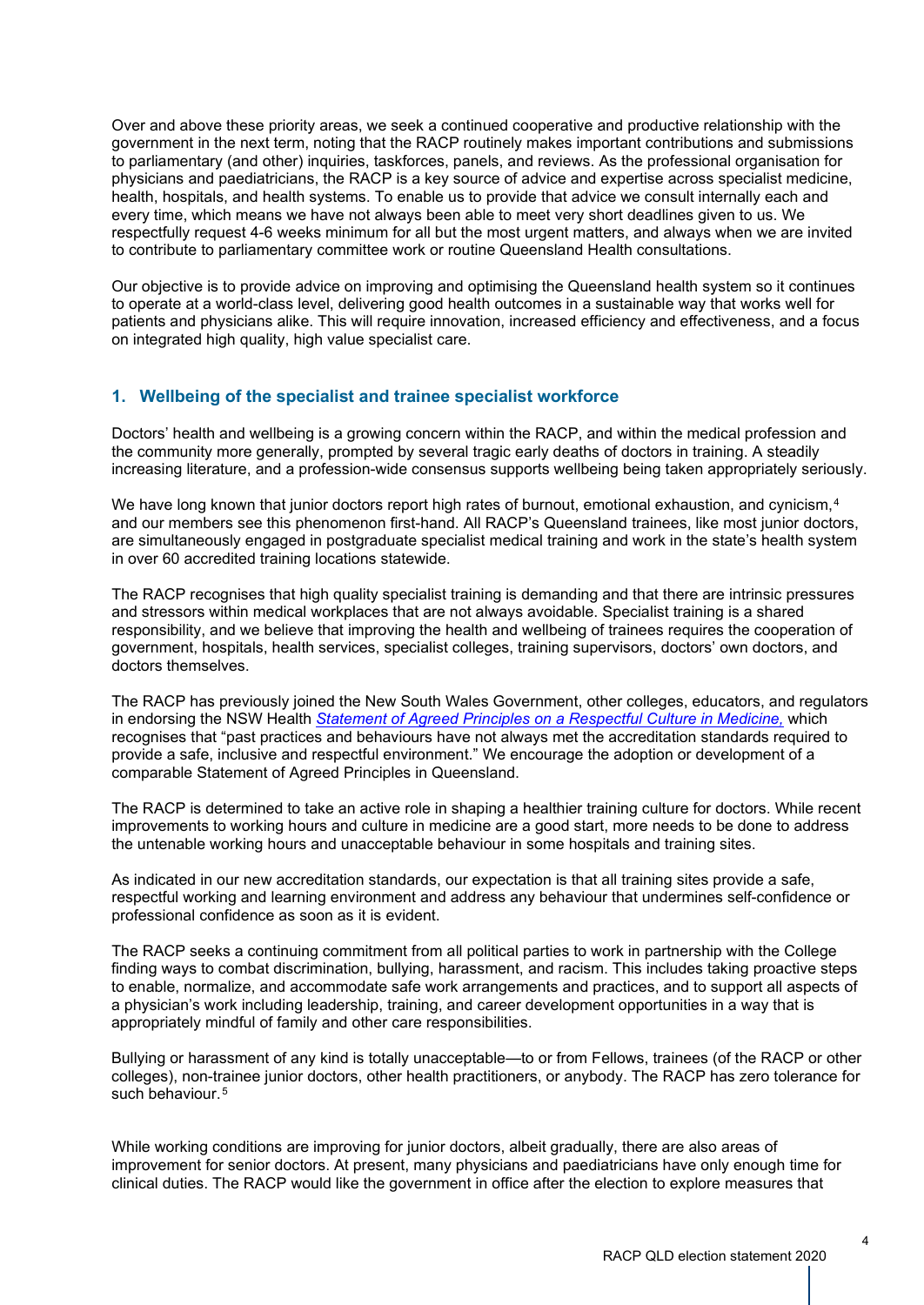Over and above these priority areas, we seek a continued cooperative and productive relationship with the government in the next term, noting that the RACP routinely makes important contributions and submissions to parliamentary (and other) inquiries, taskforces, panels, and reviews. As the professional organisation for physicians and paediatricians, the RACP is a key source of advice and expertise across specialist medicine, health, hospitals, and health systems. To enable us to provide that advice we consult internally each and every time, which means we have not always been able to meet very short deadlines given to us. We respectfully request 4-6 weeks minimum for all but the most urgent matters, and always when we are invited to contribute to parliamentary committee work or routine Queensland Health consultations.

Our objective is to provide advice on improving and optimising the Queensland health system so it continues to operate at a world-class level, delivering good health outcomes in a sustainable way that works well for patients and physicians alike. This will require innovation, increased efficiency and effectiveness, and a focus on integrated high quality, high value specialist care.

## 1. Wellbeing of the specialist and trainee specialist workforce

Doctors' health and wellbeing is a growing concern within the RACP, and within the medical profession and the community more generally, prompted by several tragic early deaths of doctors in training. A steadily increasing literature, and a profession-wide consensus supports wellbeing being taken appropriately seriously.

We have long known that junior doctors report high rates of burnout, emotional exhaustion, and cynicism,[4] and our members see this phenomenon first-hand. All RACP's Queensland trainees, like most junior doctors, are simultaneously engaged in postgraduate specialist medical training and work in the state's health system in over 60 accredited training locations statewide.

The RACP recognises that high quality specialist training is demanding and that there are intrinsic pressures and stressors within medical workplaces that are not always avoidable. Specialist training is a shared responsibility, and we believe that improving the health and wellbeing of trainees requires the cooperation of government, hospitals, health services, specialist colleges, training supervisors, doctors' own doctors, and doctors themselves.

The RACP has previously joined the New South Wales Government, other colleges, educators, and regulators in endorsing the NSW Health *Statement of Agreed Principles on a Respectful Culture in Medicine,* which recognises that "past practices and behaviours have not always met the accreditation standards required to provide a safe, inclusive and respectful environment." We encourage the adoption or development of a comparable Statement of Agreed Principles in Queensland.

The RACP is determined to take an active role in shaping a healthier training culture for doctors. While recent improvements to working hours and culture in medicine are a good start, more needs to be done to address the untenable working hours and unacceptable behaviour in some hospitals and training sites.

As indicated in our new accreditation standards, our expectation is that all training sites provide a safe, respectful working and learning environment and address any behaviour that undermines self-confidence or professional confidence as soon as it is evident.

The RACP seeks a continuing commitment from all political parties to work in partnership with the College finding ways to combat discrimination, bullying, harassment, and racism. This includes taking proactive steps to enable, normalize, and accommodate safe work arrangements and practices, and to support all aspects of a physician's work including leadership, training, and career development opportunities in a way that is appropriately mindful of family and other care responsibilities.

Bullying or harassment of any kind is totally unacceptable—to or from Fellows, trainees (of the RACP or other colleges), non-trainee junior doctors, other health practitioners, or anybody. The RACP has zero tolerance for such behaviour.[5]

While working conditions are improving for junior doctors, albeit gradually, there are also areas of improvement for senior doctors. At present, many physicians and paediatricians have only enough time for clinical duties. The RACP would like the government in office after the election to explore measures that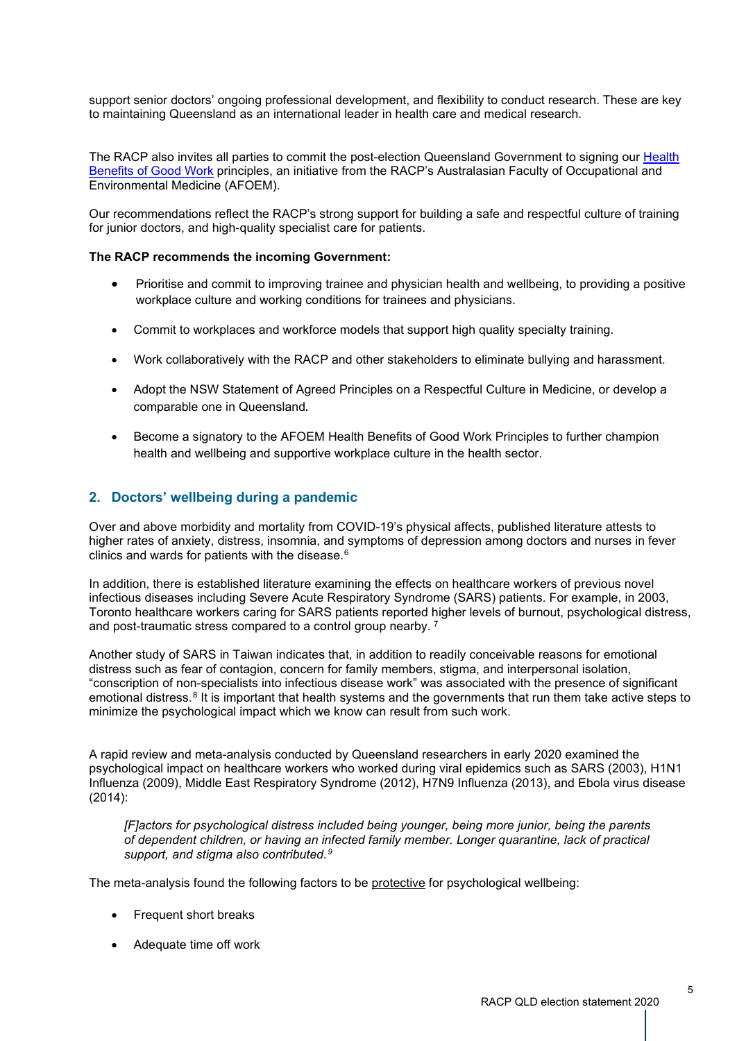support senior doctors' ongoing professional development, and flexibility to conduct research. These are key to maintaining Queensland as an international leader in health care and medical research.

The RACP also invites all parties to commit the post-election Queensland Government to signing our Health Benefits of Good Work principles, an initiative from the RACP's Australasian Faculty of Occupational and Environmental Medicine (AFOEM).

Our recommendations reflect the RACP's strong support for building a safe and respectful culture of training for junior doctors, and high-quality specialist care for patients.

**The RACP recommends the incoming Government:**

- Prioritise and commit to improving trainee and physician health and wellbeing, to providing a positive workplace culture and working conditions for trainees and physicians.
- Commit to workplaces and workforce models that support high quality specialty training.
- Work collaboratively with the RACP and other stakeholders to eliminate bullying and harassment.
- Adopt the NSW Statement of Agreed Principles on a Respectful Culture in Medicine, or develop a comparable one in Queensland.
- Become a signatory to the AFOEM Health Benefits of Good Work Principles to further champion health and wellbeing and supportive workplace culture in the health sector.

## 2. Doctors' wellbeing during a pandemic

Over and above morbidity and mortality from COVID-19's physical affects, published literature attests to higher rates of anxiety, distress, insomnia, and symptoms of depression among doctors and nurses in fever clinics and wards for patients with the disease.[6]

In addition, there is established literature examining the effects on healthcare workers of previous novel infectious diseases including Severe Acute Respiratory Syndrome (SARS) patients. For example, in 2003, Toronto healthcare workers caring for SARS patients reported higher levels of burnout, psychological distress, and post-traumatic stress compared to a control group nearby.[7]

Another study of SARS in Taiwan indicates that, in addition to readily conceivable reasons for emotional distress such as fear of contagion, concern for family members, stigma, and interpersonal isolation, "conscription of non-specialists into infectious disease work" was associated with the presence of significant emotional distress.[8] It is important that health systems and the governments that run them take active steps to minimize the psychological impact which we know can result from such work.

A rapid review and meta-analysis conducted by Queensland researchers in early 2020 examined the psychological impact on healthcare workers who worked during viral epidemics such as SARS (2003), H1N1 Influenza (2009), Middle East Respiratory Syndrome (2012), H7N9 Influenza (2013), and Ebola virus disease (2014):

> *[F]actors for psychological distress included being younger, being more junior, being the parents of dependent children, or having an infected family member. Longer quarantine, lack of practical support, and stigma also contributed.*[9]

The meta-analysis found the following factors to be protective for psychological wellbeing:

- Frequent short breaks
- Adequate time off work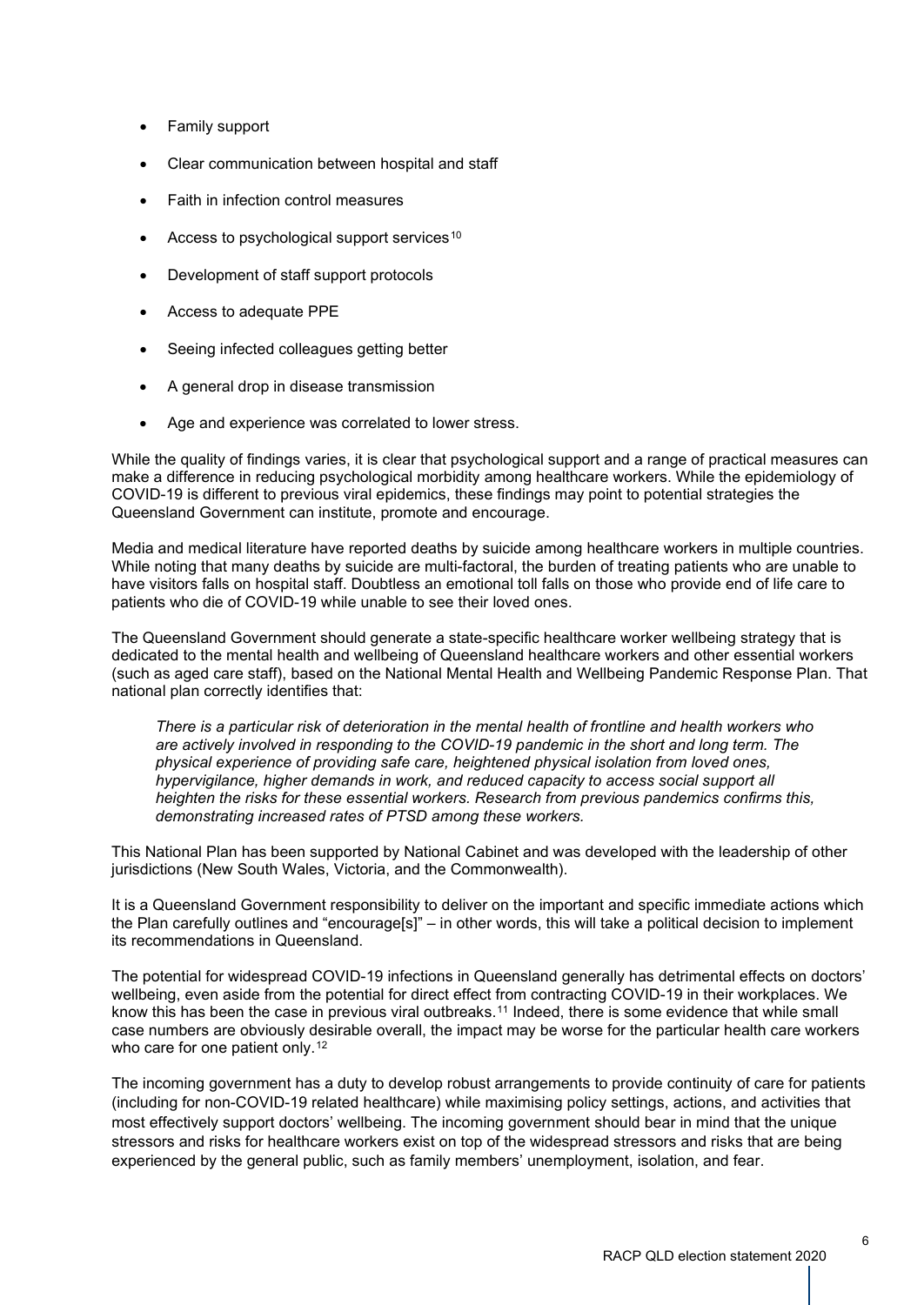- Family support
- Clear communication between hospital and staff
- Faith in infection control measures
- Access to psychological support services[10]
- Development of staff support protocols
- Access to adequate PPE
- Seeing infected colleagues getting better
- A general drop in disease transmission
- Age and experience was correlated to lower stress.

While the quality of findings varies, it is clear that psychological support and a range of practical measures can make a difference in reducing psychological morbidity among healthcare workers. While the epidemiology of COVID-19 is different to previous viral epidemics, these findings may point to potential strategies the Queensland Government can institute, promote and encourage.

Media and medical literature have reported deaths by suicide among healthcare workers in multiple countries. While noting that many deaths by suicide are multi-factoral, the burden of treating patients who are unable to have visitors falls on hospital staff. Doubtless an emotional toll falls on those who provide end of life care to patients who die of COVID-19 while unable to see their loved ones.

The Queensland Government should generate a state-specific healthcare worker wellbeing strategy that is dedicated to the mental health and wellbeing of Queensland healthcare workers and other essential workers (such as aged care staff), based on the National Mental Health and Wellbeing Pandemic Response Plan. That national plan correctly identifies that:

> *There is a particular risk of deterioration in the mental health of frontline and health workers who are actively involved in responding to the COVID-19 pandemic in the short and long term. The physical experience of providing safe care, heightened physical isolation from loved ones, hypervigilance, higher demands in work, and reduced capacity to access social support all heighten the risks for these essential workers. Research from previous pandemics confirms this, demonstrating increased rates of PTSD among these workers.*

This National Plan has been supported by National Cabinet and was developed with the leadership of other jurisdictions (New South Wales, Victoria, and the Commonwealth).

It is a Queensland Government responsibility to deliver on the important and specific immediate actions which the Plan carefully outlines and "encourage[s]" – in other words, this will take a political decision to implement its recommendations in Queensland.

The potential for widespread COVID-19 infections in Queensland generally has detrimental effects on doctors' wellbeing, even aside from the potential for direct effect from contracting COVID-19 in their workplaces. We know this has been the case in previous viral outbreaks.[11] Indeed, there is some evidence that while small case numbers are obviously desirable overall, the impact may be worse for the particular health care workers who care for one patient only.[12]

The incoming government has a duty to develop robust arrangements to provide continuity of care for patients (including for non-COVID-19 related healthcare) while maximising policy settings, actions, and activities that most effectively support doctors' wellbeing. The incoming government should bear in mind that the unique stressors and risks for healthcare workers exist on top of the widespread stressors and risks that are being experienced by the general public, such as family members' unemployment, isolation, and fear.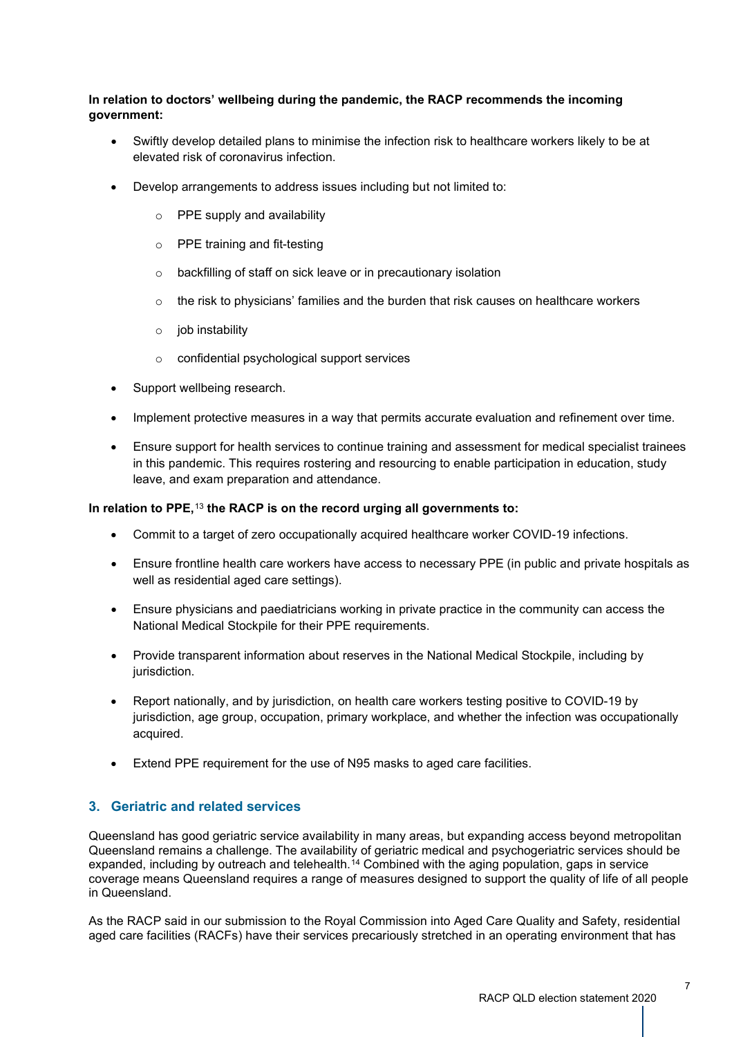**In relation to doctors' wellbeing during the pandemic, the RACP recommends the incoming government:**

- Swiftly develop detailed plans to minimise the infection risk to healthcare workers likely to be at elevated risk of coronavirus infection.
- Develop arrangements to address issues including but not limited to:
  - PPE supply and availability
  - PPE training and fit-testing
  - backfilling of staff on sick leave or in precautionary isolation
  - the risk to physicians' families and the burden that risk causes on healthcare workers
  - job instability
  - confidential psychological support services
- Support wellbeing research.
- Implement protective measures in a way that permits accurate evaluation and refinement over time.
- Ensure support for health services to continue training and assessment for medical specialist trainees in this pandemic. This requires rostering and resourcing to enable participation in education, study leave, and exam preparation and attendance.

**In relation to PPE,[13] the RACP is on the record urging all governments to:**

- Commit to a target of zero occupationally acquired healthcare worker COVID-19 infections.
- Ensure frontline health care workers have access to necessary PPE (in public and private hospitals as well as residential aged care settings).
- Ensure physicians and paediatricians working in private practice in the community can access the National Medical Stockpile for their PPE requirements.
- Provide transparent information about reserves in the National Medical Stockpile, including by jurisdiction.
- Report nationally, and by jurisdiction, on health care workers testing positive to COVID-19 by jurisdiction, age group, occupation, primary workplace, and whether the infection was occupationally acquired.
- Extend PPE requirement for the use of N95 masks to aged care facilities.

## 3. Geriatric and related services

Queensland has good geriatric service availability in many areas, but expanding access beyond metropolitan Queensland remains a challenge. The availability of geriatric medical and psychogeriatric services should be expanded, including by outreach and telehealth.[14] Combined with the aging population, gaps in service coverage means Queensland requires a range of measures designed to support the quality of life of all people in Queensland.

As the RACP said in our submission to the Royal Commission into Aged Care Quality and Safety, residential aged care facilities (RACFs) have their services precariously stretched in an operating environment that has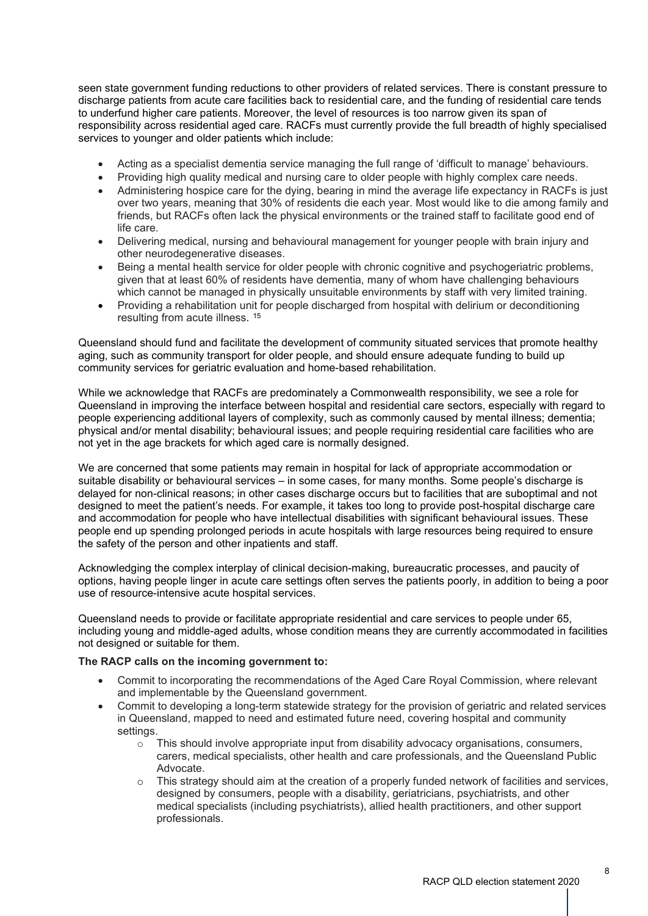seen state government funding reductions to other providers of related services. There is constant pressure to discharge patients from acute care facilities back to residential care, and the funding of residential care tends to underfund higher care patients. Moreover, the level of resources is too narrow given its span of responsibility across residential aged care. RACFs must currently provide the full breadth of highly specialised services to younger and older patients which include:

- Acting as a specialist dementia service managing the full range of 'difficult to manage' behaviours.
- Providing high quality medical and nursing care to older people with highly complex care needs.
- Administering hospice care for the dying, bearing in mind the average life expectancy in RACFs is just over two years, meaning that 30% of residents die each year. Most would like to die among family and friends, but RACFs often lack the physical environments or the trained staff to facilitate good end of life care.
- Delivering medical, nursing and behavioural management for younger people with brain injury and other neurodegenerative diseases.
- Being a mental health service for older people with chronic cognitive and psychogeriatric problems, given that at least 60% of residents have dementia, many of whom have challenging behaviours which cannot be managed in physically unsuitable environments by staff with very limited training.
- Providing a rehabilitation unit for people discharged from hospital with delirium or deconditioning resulting from acute illness. [15]

Queensland should fund and facilitate the development of community situated services that promote healthy aging, such as community transport for older people, and should ensure adequate funding to build up community services for geriatric evaluation and home-based rehabilitation.

While we acknowledge that RACFs are predominately a Commonwealth responsibility, we see a role for Queensland in improving the interface between hospital and residential care sectors, especially with regard to people experiencing additional layers of complexity, such as commonly caused by mental illness; dementia; physical and/or mental disability; behavioural issues; and people requiring residential care facilities who are not yet in the age brackets for which aged care is normally designed.

We are concerned that some patients may remain in hospital for lack of appropriate accommodation or suitable disability or behavioural services – in some cases, for many months. Some people's discharge is delayed for non-clinical reasons; in other cases discharge occurs but to facilities that are suboptimal and not designed to meet the patient's needs. For example, it takes too long to provide post-hospital discharge care and accommodation for people who have intellectual disabilities with significant behavioural issues. These people end up spending prolonged periods in acute hospitals with large resources being required to ensure the safety of the person and other inpatients and staff.

Acknowledging the complex interplay of clinical decision-making, bureaucratic processes, and paucity of options, having people linger in acute care settings often serves the patients poorly, in addition to being a poor use of resource-intensive acute hospital services.

Queensland needs to provide or facilitate appropriate residential and care services to people under 65, including young and middle-aged adults, whose condition means they are currently accommodated in facilities not designed or suitable for them.

**The RACP calls on the incoming government to:**

- Commit to incorporating the recommendations of the Aged Care Royal Commission, where relevant and implementable by the Queensland government.
- Commit to developing a long-term statewide strategy for the provision of geriatric and related services in Queensland, mapped to need and estimated future need, covering hospital and community settings.
  - This should involve appropriate input from disability advocacy organisations, consumers, carers, medical specialists, other health and care professionals, and the Queensland Public Advocate.
  - This strategy should aim at the creation of a properly funded network of facilities and services, designed by consumers, people with a disability, geriatricians, psychiatrists, and other medical specialists (including psychiatrists), allied health practitioners, and other support professionals.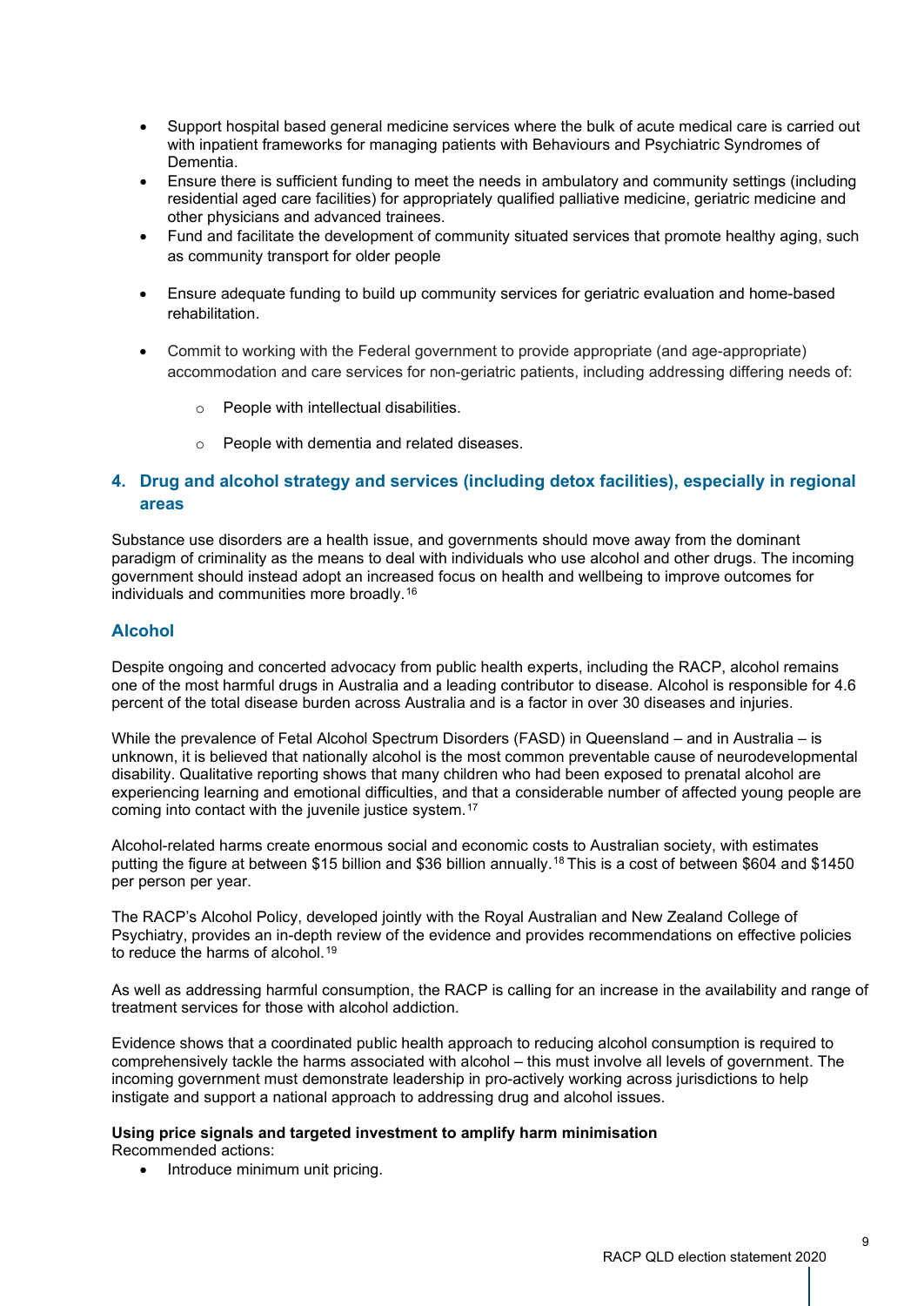- Support hospital based general medicine services where the bulk of acute medical care is carried out with inpatient frameworks for managing patients with Behaviours and Psychiatric Syndromes of Dementia.
- Ensure there is sufficient funding to meet the needs in ambulatory and community settings (including residential aged care facilities) for appropriately qualified palliative medicine, geriatric medicine and other physicians and advanced trainees.
- Fund and facilitate the development of community situated services that promote healthy aging, such as community transport for older people
- Ensure adequate funding to build up community services for geriatric evaluation and home-based rehabilitation.
- Commit to working with the Federal government to provide appropriate (and age-appropriate) accommodation and care services for non-geriatric patients, including addressing differing needs of:
    - People with intellectual disabilities.
    - People with dementia and related diseases.

## 4. Drug and alcohol strategy and services (including detox facilities), especially in regional areas

Substance use disorders are a health issue, and governments should move away from the dominant paradigm of criminality as the means to deal with individuals who use alcohol and other drugs. The incoming government should instead adopt an increased focus on health and wellbeing to improve outcomes for individuals and communities more broadly.[16]

### Alcohol

Despite ongoing and concerted advocacy from public health experts, including the RACP, alcohol remains one of the most harmful drugs in Australia and a leading contributor to disease. Alcohol is responsible for 4.6 percent of the total disease burden across Australia and is a factor in over 30 diseases and injuries.

While the prevalence of Fetal Alcohol Spectrum Disorders (FASD) in Queensland – and in Australia – is unknown, it is believed that nationally alcohol is the most common preventable cause of neurodevelopmental disability. Qualitative reporting shows that many children who had been exposed to prenatal alcohol are experiencing learning and emotional difficulties, and that a considerable number of affected young people are coming into contact with the juvenile justice system.[17]

Alcohol-related harms create enormous social and economic costs to Australian society, with estimates putting the figure at between $15 billion and $36 billion annually.[18] This is a cost of between $604 and $1450 per person per year.

The RACP's Alcohol Policy, developed jointly with the Royal Australian and New Zealand College of Psychiatry, provides an in-depth review of the evidence and provides recommendations on effective policies to reduce the harms of alcohol.[19]

As well as addressing harmful consumption, the RACP is calling for an increase in the availability and range of treatment services for those with alcohol addiction.

Evidence shows that a coordinated public health approach to reducing alcohol consumption is required to comprehensively tackle the harms associated with alcohol – this must involve all levels of government. The incoming government must demonstrate leadership in pro-actively working across jurisdictions to help instigate and support a national approach to addressing drug and alcohol issues.

**Using price signals and targeted investment to amplify harm minimisation**
Recommended actions:

- Introduce minimum unit pricing.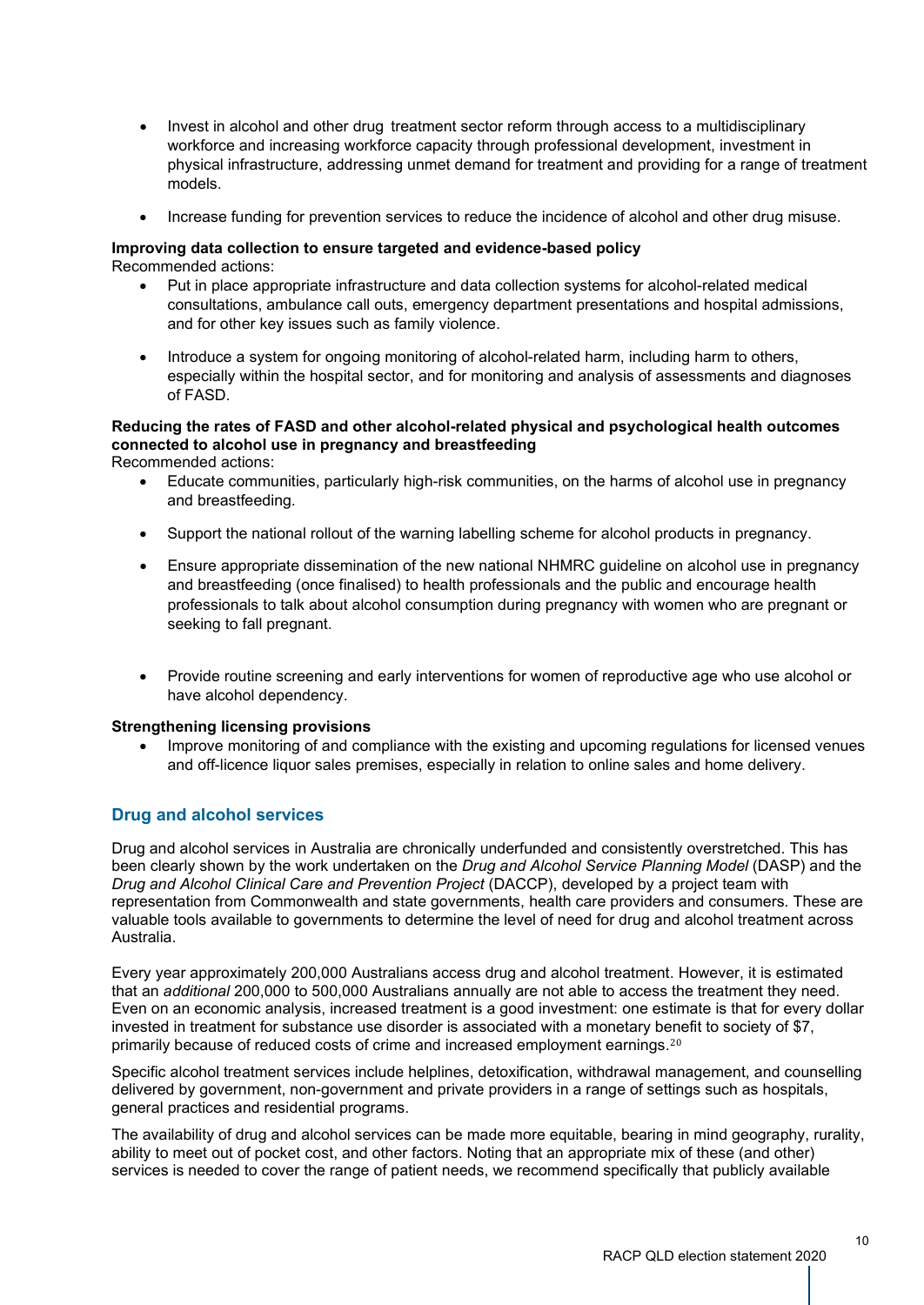- Invest in alcohol and other drug treatment sector reform through access to a multidisciplinary workforce and increasing workforce capacity through professional development, investment in physical infrastructure, addressing unmet demand for treatment and providing for a range of treatment models.
- Increase funding for prevention services to reduce the incidence of alcohol and other drug misuse.

**Improving data collection to ensure targeted and evidence-based policy**
Recommended actions:

- Put in place appropriate infrastructure and data collection systems for alcohol-related medical consultations, ambulance call outs, emergency department presentations and hospital admissions, and for other key issues such as family violence.
- Introduce a system for ongoing monitoring of alcohol-related harm, including harm to others, especially within the hospital sector, and for monitoring and analysis of assessments and diagnoses of FASD.

**Reducing the rates of FASD and other alcohol-related physical and psychological health outcomes connected to alcohol use in pregnancy and breastfeeding**
Recommended actions:

- Educate communities, particularly high-risk communities, on the harms of alcohol use in pregnancy and breastfeeding.
- Support the national rollout of the warning labelling scheme for alcohol products in pregnancy.
- Ensure appropriate dissemination of the new national NHMRC guideline on alcohol use in pregnancy and breastfeeding (once finalised) to health professionals and the public and encourage health professionals to talk about alcohol consumption during pregnancy with women who are pregnant or seeking to fall pregnant.
- Provide routine screening and early interventions for women of reproductive age who use alcohol or have alcohol dependency.

**Strengthening licensing provisions**

- Improve monitoring of and compliance with the existing and upcoming regulations for licensed venues and off-licence liquor sales premises, especially in relation to online sales and home delivery.

## Drug and alcohol services

Drug and alcohol services in Australia are chronically underfunded and consistently overstretched. This has been clearly shown by the work undertaken on the *Drug and Alcohol Service Planning Model* (DASP) and the *Drug and Alcohol Clinical Care and Prevention Project* (DACCP), developed by a project team with representation from Commonwealth and state governments, health care providers and consumers. These are valuable tools available to governments to determine the level of need for drug and alcohol treatment across Australia.

Every year approximately 200,000 Australians access drug and alcohol treatment. However, it is estimated that an *additional* 200,000 to 500,000 Australians annually are not able to access the treatment they need. Even on an economic analysis, increased treatment is a good investment: one estimate is that for every dollar invested in treatment for substance use disorder is associated with a monetary benefit to society of $7, primarily because of reduced costs of crime and increased employment earnings.[20]

Specific alcohol treatment services include helplines, detoxification, withdrawal management, and counselling delivered by government, non-government and private providers in a range of settings such as hospitals, general practices and residential programs.

The availability of drug and alcohol services can be made more equitable, bearing in mind geography, rurality, ability to meet out of pocket cost, and other factors. Noting that an appropriate mix of these (and other) services is needed to cover the range of patient needs, we recommend specifically that publicly available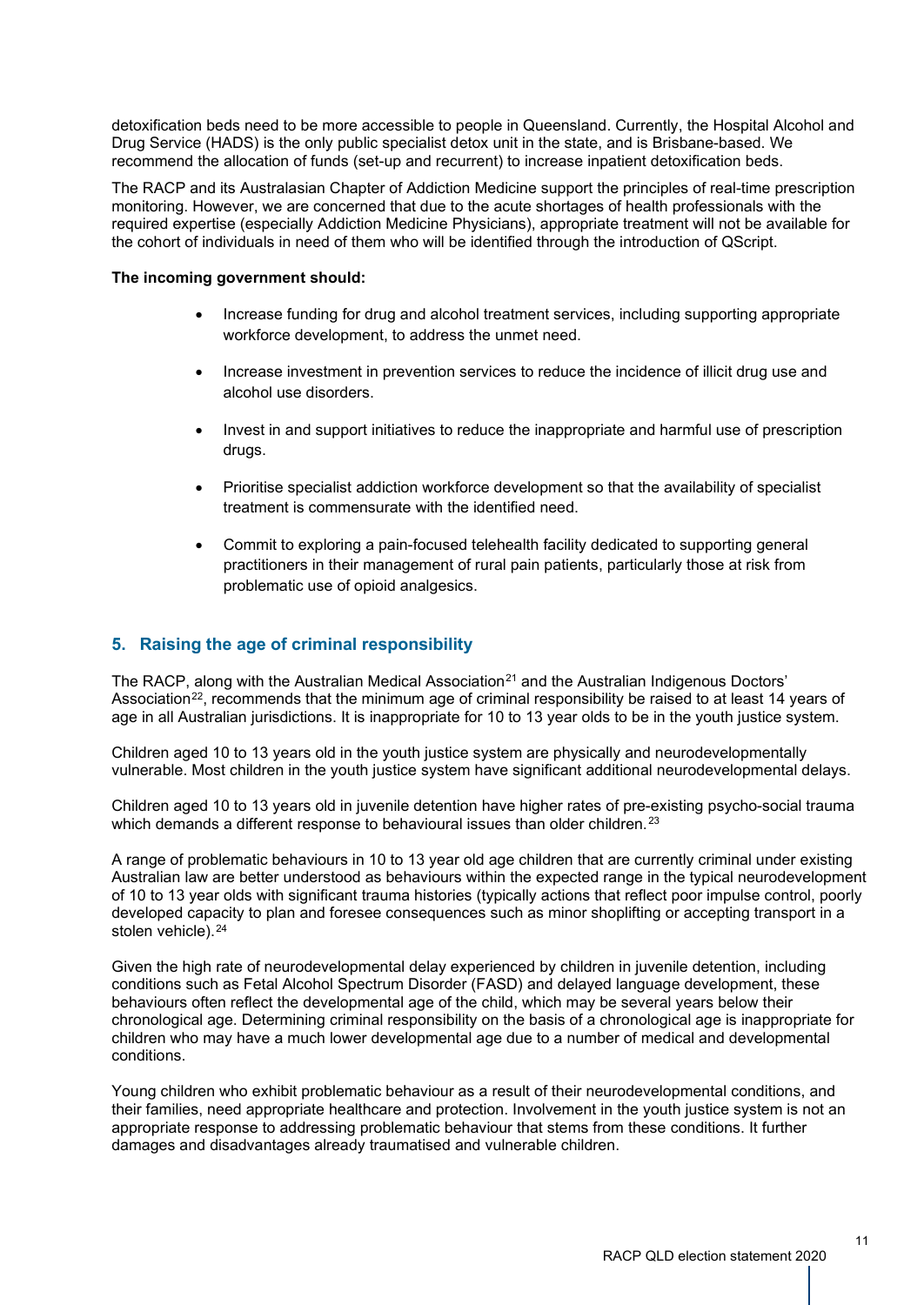detoxification beds need to be more accessible to people in Queensland. Currently, the Hospital Alcohol and Drug Service (HADS) is the only public specialist detox unit in the state, and is Brisbane-based. We recommend the allocation of funds (set-up and recurrent) to increase inpatient detoxification beds.

The RACP and its Australasian Chapter of Addiction Medicine support the principles of real-time prescription monitoring. However, we are concerned that due to the acute shortages of health professionals with the required expertise (especially Addiction Medicine Physicians), appropriate treatment will not be available for the cohort of individuals in need of them who will be identified through the introduction of QScript.

**The incoming government should:**

- Increase funding for drug and alcohol treatment services, including supporting appropriate workforce development, to address the unmet need.
- Increase investment in prevention services to reduce the incidence of illicit drug use and alcohol use disorders.
- Invest in and support initiatives to reduce the inappropriate and harmful use of prescription drugs.
- Prioritise specialist addiction workforce development so that the availability of specialist treatment is commensurate with the identified need.
- Commit to exploring a pain-focused telehealth facility dedicated to supporting general practitioners in their management of rural pain patients, particularly those at risk from problematic use of opioid analgesics.

## 5. Raising the age of criminal responsibility

The RACP, along with the Australian Medical Association[21] and the Australian Indigenous Doctors' Association[22], recommends that the minimum age of criminal responsibility be raised to at least 14 years of age in all Australian jurisdictions. It is inappropriate for 10 to 13 year olds to be in the youth justice system.

Children aged 10 to 13 years old in the youth justice system are physically and neurodevelopmentally vulnerable. Most children in the youth justice system have significant additional neurodevelopmental delays.

Children aged 10 to 13 years old in juvenile detention have higher rates of pre-existing psycho-social trauma which demands a different response to behavioural issues than older children.[23]

A range of problematic behaviours in 10 to 13 year old age children that are currently criminal under existing Australian law are better understood as behaviours within the expected range in the typical neurodevelopment of 10 to 13 year olds with significant trauma histories (typically actions that reflect poor impulse control, poorly developed capacity to plan and foresee consequences such as minor shoplifting or accepting transport in a stolen vehicle).[24]

Given the high rate of neurodevelopmental delay experienced by children in juvenile detention, including conditions such as Fetal Alcohol Spectrum Disorder (FASD) and delayed language development, these behaviours often reflect the developmental age of the child, which may be several years below their chronological age. Determining criminal responsibility on the basis of a chronological age is inappropriate for children who may have a much lower developmental age due to a number of medical and developmental conditions.

Young children who exhibit problematic behaviour as a result of their neurodevelopmental conditions, and their families, need appropriate healthcare and protection. Involvement in the youth justice system is not an appropriate response to addressing problematic behaviour that stems from these conditions. It further damages and disadvantages already traumatised and vulnerable children.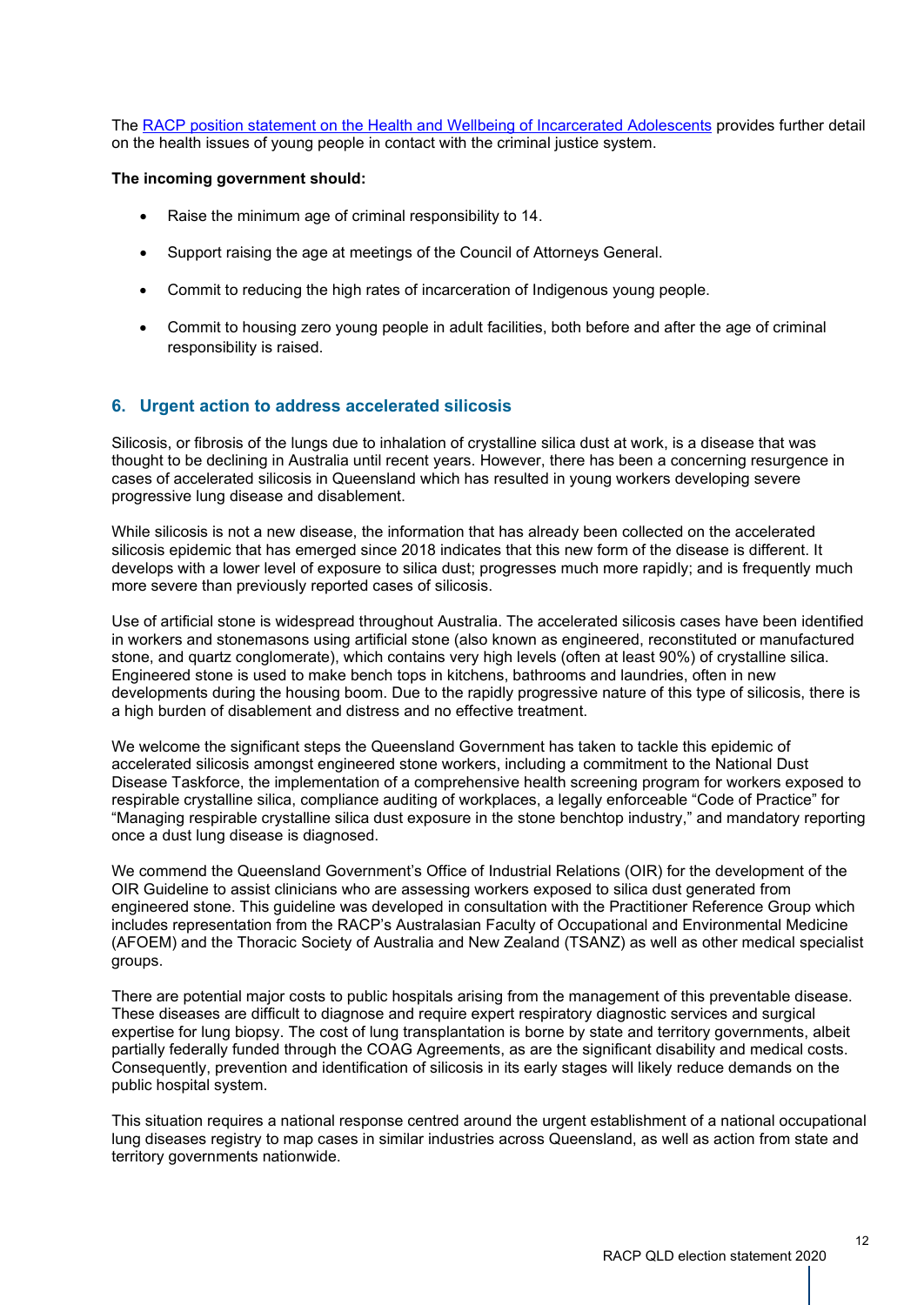The [RACP position statement on the Health and Wellbeing of Incarcerated Adolescents](#) provides further detail on the health issues of young people in contact with the criminal justice system.

**The incoming government should:**

- Raise the minimum age of criminal responsibility to 14.
- Support raising the age at meetings of the Council of Attorneys General.
- Commit to reducing the high rates of incarceration of Indigenous young people.
- Commit to housing zero young people in adult facilities, both before and after the age of criminal responsibility is raised.

## 6. Urgent action to address accelerated silicosis

Silicosis, or fibrosis of the lungs due to inhalation of crystalline silica dust at work, is a disease that was thought to be declining in Australia until recent years. However, there has been a concerning resurgence in cases of accelerated silicosis in Queensland which has resulted in young workers developing severe progressive lung disease and disablement.

While silicosis is not a new disease, the information that has already been collected on the accelerated silicosis epidemic that has emerged since 2018 indicates that this new form of the disease is different. It develops with a lower level of exposure to silica dust; progresses much more rapidly; and is frequently much more severe than previously reported cases of silicosis.

Use of artificial stone is widespread throughout Australia. The accelerated silicosis cases have been identified in workers and stonemasons using artificial stone (also known as engineered, reconstituted or manufactured stone, and quartz conglomerate), which contains very high levels (often at least 90%) of crystalline silica. Engineered stone is used to make bench tops in kitchens, bathrooms and laundries, often in new developments during the housing boom. Due to the rapidly progressive nature of this type of silicosis, there is a high burden of disablement and distress and no effective treatment.

We welcome the significant steps the Queensland Government has taken to tackle this epidemic of accelerated silicosis amongst engineered stone workers, including a commitment to the National Dust Disease Taskforce, the implementation of a comprehensive health screening program for workers exposed to respirable crystalline silica, compliance auditing of workplaces, a legally enforceable "Code of Practice" for "Managing respirable crystalline silica dust exposure in the stone benchtop industry," and mandatory reporting once a dust lung disease is diagnosed.

We commend the Queensland Government's Office of Industrial Relations (OIR) for the development of the OIR Guideline to assist clinicians who are assessing workers exposed to silica dust generated from engineered stone. This guideline was developed in consultation with the Practitioner Reference Group which includes representation from the RACP's Australasian Faculty of Occupational and Environmental Medicine (AFOEM) and the Thoracic Society of Australia and New Zealand (TSANZ) as well as other medical specialist groups.

There are potential major costs to public hospitals arising from the management of this preventable disease. These diseases are difficult to diagnose and require expert respiratory diagnostic services and surgical expertise for lung biopsy. The cost of lung transplantation is borne by state and territory governments, albeit partially federally funded through the COAG Agreements, as are the significant disability and medical costs. Consequently, prevention and identification of silicosis in its early stages will likely reduce demands on the public hospital system.

This situation requires a national response centred around the urgent establishment of a national occupational lung diseases registry to map cases in similar industries across Queensland, as well as action from state and territory governments nationwide.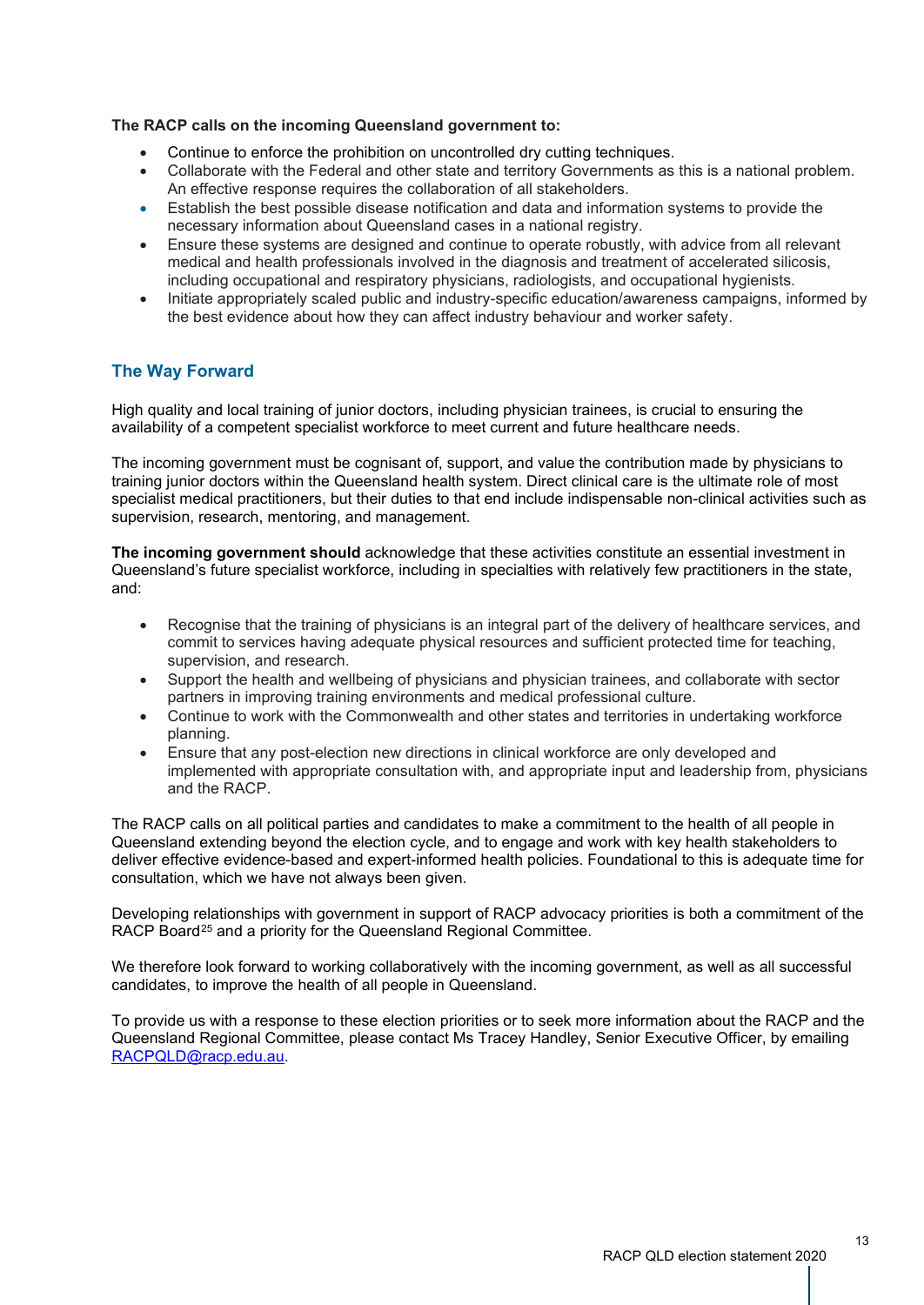**The RACP calls on the incoming Queensland government to:**

- Continue to enforce the prohibition on uncontrolled dry cutting techniques.
- Collaborate with the Federal and other state and territory Governments as this is a national problem. An effective response requires the collaboration of all stakeholders.
- Establish the best possible disease notification and data and information systems to provide the necessary information about Queensland cases in a national registry.
- Ensure these systems are designed and continue to operate robustly, with advice from all relevant medical and health professionals involved in the diagnosis and treatment of accelerated silicosis, including occupational and respiratory physicians, radiologists, and occupational hygienists.
- Initiate appropriately scaled public and industry-specific education/awareness campaigns, informed by the best evidence about how they can affect industry behaviour and worker safety.

## The Way Forward

High quality and local training of junior doctors, including physician trainees, is crucial to ensuring the availability of a competent specialist workforce to meet current and future healthcare needs.

The incoming government must be cognisant of, support, and value the contribution made by physicians to training junior doctors within the Queensland health system. Direct clinical care is the ultimate role of most specialist medical practitioners, but their duties to that end include indispensable non-clinical activities such as supervision, research, mentoring, and management.

**The incoming government should** acknowledge that these activities constitute an essential investment in Queensland's future specialist workforce, including in specialties with relatively few practitioners in the state, and:

- Recognise that the training of physicians is an integral part of the delivery of healthcare services, and commit to services having adequate physical resources and sufficient protected time for teaching, supervision, and research.
- Support the health and wellbeing of physicians and physician trainees, and collaborate with sector partners in improving training environments and medical professional culture.
- Continue to work with the Commonwealth and other states and territories in undertaking workforce planning.
- Ensure that any post-election new directions in clinical workforce are only developed and implemented with appropriate consultation with, and appropriate input and leadership from, physicians and the RACP.

The RACP calls on all political parties and candidates to make a commitment to the health of all people in Queensland extending beyond the election cycle, and to engage and work with key health stakeholders to deliver effective evidence-based and expert-informed health policies. Foundational to this is adequate time for consultation, which we have not always been given.

Developing relationships with government in support of RACP advocacy priorities is both a commitment of the RACP Board[25] and a priority for the Queensland Regional Committee.

We therefore look forward to working collaboratively with the incoming government, as well as all successful candidates, to improve the health of all people in Queensland.

To provide us with a response to these election priorities or to seek more information about the RACP and the Queensland Regional Committee, please contact Ms Tracey Handley, Senior Executive Officer, by emailing RACPQLD@racp.edu.au.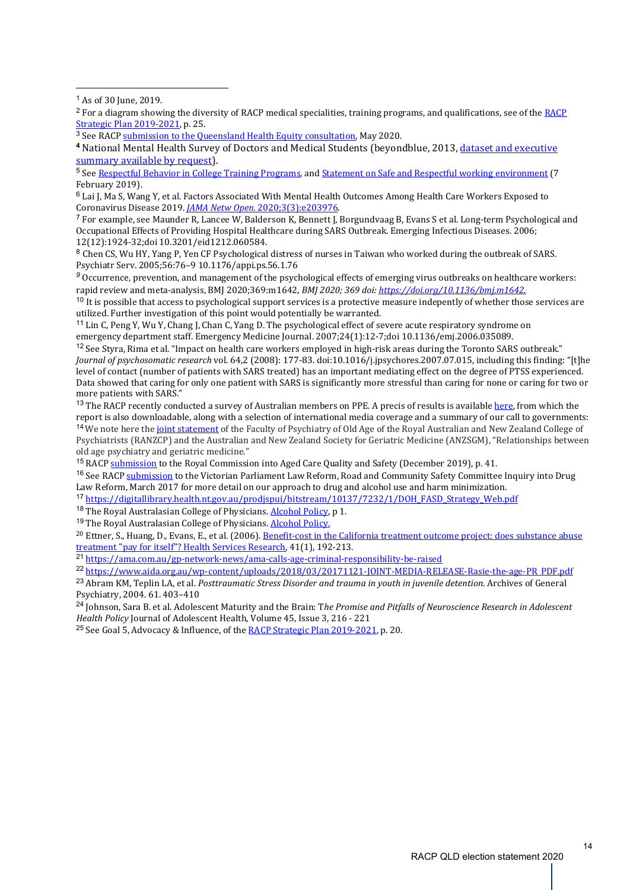[1] As of 30 June, 2019.

[2] For a diagram showing the diversity of RACP medical specialities, training programs, and qualifications, see of the RACP Strategic Plan 2019-2021, p. 25.

[3] See RACP submission to the Queensland Health Equity consultation, May 2020.

[4] National Mental Health Survey of Doctors and Medical Students (beyondblue, 2013, dataset and executive summary available by request).

[5] See Respectful Behavior in College Training Programs, and Statement on Safe and Respectful working environment (7 February 2019).

[6] Lai J, Ma S, Wang Y, et al. Factors Associated With Mental Health Outcomes Among Health Care Workers Exposed to Coronavirus Disease 2019. *JAMA Netw Open.* 2020;3(3):e203976.

[7] For example, see Maunder R, Lancee W, Balderson K, Bennett J, Borgundvaag B, Evans S et al. Long-term Psychological and Occupational Effects of Providing Hospital Healthcare during SARS Outbreak. Emerging Infectious Diseases. 2006; 12(12):1924-32;doi 10.3201/eid1212.060584.

[8] Chen CS, Wu HY, Yang P, Yen CF Psychological distress of nurses in Taiwan who worked during the outbreak of SARS. Psychiatr Serv. 2005;56:76–9 10.1176/appi.ps.56.1.76

[9] Occurrence, prevention, and management of the psychological effects of emerging virus outbreaks on healthcare workers: rapid review and meta-analysis, BMJ 2020;369:m1642, *BMJ 2020; 369 doi: https://doi.org/10.1136/bmj.m1642.*

[10] It is possible that access to psychological support services is a protective measure indepently of whether those services are utilized. Further investigation of this point would potentially be warranted.

[11] Lin C, Peng Y, Wu Y, Chang J, Chan C, Yang D. The psychological effect of severe acute respiratory syndrome on emergency department staff. Emergency Medicine Journal. 2007;24(1):12-7;doi 10.1136/emj.2006.035089.

[12] See Styra, Rima et al. "Impact on health care workers employed in high-risk areas during the Toronto SARS outbreak." *Journal of psychosomatic research* vol. 64,2 (2008): 177-83. doi:10.1016/j.jpsychores.2007.07.015, including this finding: "[t]he level of contact (number of patients with SARS treated) has an important mediating effect on the degree of PTSS experienced. Data showed that caring for only one patient with SARS is significantly more stressful than caring for none or caring for two or more patients with SARS."

[13] The RACP recently conducted a survey of Australian members on PPE. A precis of results is available here, from which the report is also downloadable, along with a selection of international media coverage and a summary of our call to governments:

[14] We note here the joint statement of the Faculty of Psychiatry of Old Age of the Royal Australian and New Zealand College of Psychiatrists (RANZCP) and the Australian and New Zealand Society for Geriatric Medicine (ANZSGM), "Relationships between old age psychiatry and geriatric medicine."

[15] RACP submission to the Royal Commission into Aged Care Quality and Safety (December 2019), p. 41.

[16] See RACP submission to the Victorian Parliament Law Reform, Road and Community Safety Committee Inquiry into Drug Law Reform, March 2017 for more detail on our approach to drug and alcohol use and harm minimization.

[17] https://digitallibrary.health.nt.gov.au/prodjspui/bitstream/10137/7232/1/DOH_FASD_Strategy_Web.pdf

[18] The Royal Australasian College of Physicians. Alcohol Policy, p 1.

[19] The Royal Australasian College of Physicians. Alcohol Policy.

[20] Ettner, S., Huang, D., Evans, E., et al. (2006). Benefit-cost in the California treatment outcome project: does substance abuse treatment "pay for itself"? Health Services Research, 41(1), 192-213.

[21] https://ama.com.au/gp-network-news/ama-calls-age-criminal-responsibility-be-raised

[22] https://www.aida.org.au/wp-content/uploads/2018/03/20171121-JOINT-MEDIA-RELEASE-Rasie-the-age-PR_PDF.pdf

[23] Abram KM, Teplin LA, et al. *Posttraumatic Stress Disorder and trauma in youth in juvenile detention.* Archives of General Psychiatry, 2004. 61. 403–410

[24] Johnson, Sara B. et al. Adolescent Maturity and the Brain: T*he Promise and Pitfalls of Neuroscience Research in Adolescent Health Policy* Journal of Adolescent Health, Volume 45, Issue 3, 216 - 221

[25] See Goal 5, Advocacy & Influence, of the RACP Strategic Plan 2019-2021, p. 20.